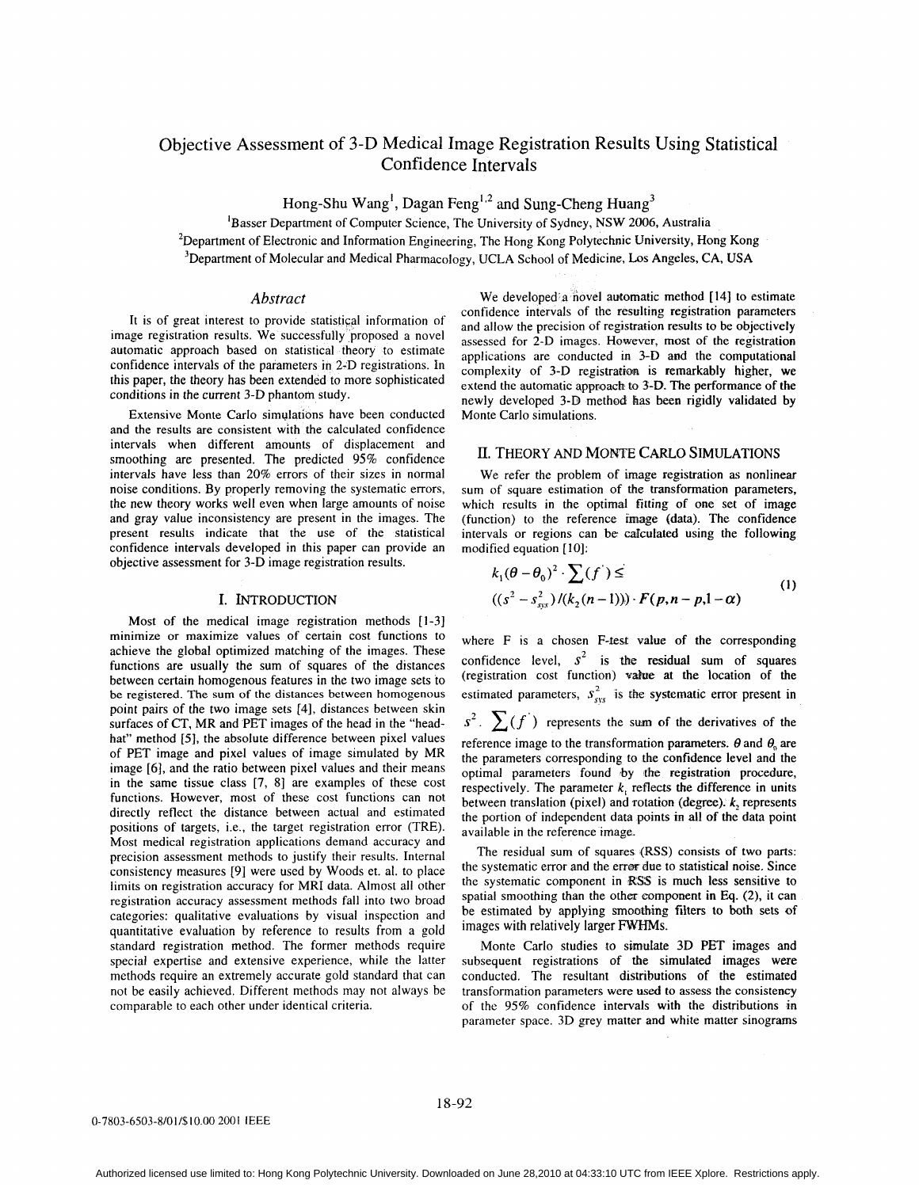# Objective Assessment of 3-D Medical Image Registration Results Using Statistical Confidence Intervals

Hong-Shu Wang[1], Dagan Feng[1,2] and Sung-Cheng Huang[3]

[1]Basser Department of Computer Science, The University of Sydney, NSW 2006, Australia

[2]Department of Electronic and Information Engineering, The Hong Kong Polytechnic University, Hong Kong

[3]Department of Molecular and Medical Pharmacology, UCLA School of Medicine, Los Angeles, CA, USA

## *Abstract*

It is of great interest to provide statistical information of image registration results. We successfully proposed a novel automatic approach based on statistical theory to estimate confidence intervals of the parameters in 2-D registrations. In this paper, the theory has been extended to more sophisticated conditions in the current 3-D phantom study.

Extensive Monte Carlo simulations have been conducted and the results are consistent with the calculated confidence intervals when different amounts of displacement and smoothing are presented. The predicted 95% confidence intervals have less than 20% errors of their sizes in normal noise conditions. By properly removing the systematic errors, the new theory works well even when large amounts of noise and gray value inconsistency are present in the images. The present results indicate that the use of the statistical confidence intervals developed in this paper can provide an objective assessment for 3-D image registration results.

## I. Introduction

Most of the medical image registration methods [1-3] minimize or maximize values of certain cost functions to achieve the global optimized matching of the images. These functions are usually the sum of squares of the distances between certain homogenous features in the two image sets to be registered. The sum of the distances between homogenous point pairs of the two image sets [4], distances between skin surfaces of CT, MR and PET images of the head in the "head-hat" method [5], the absolute difference between pixel values of PET image and pixel values of image simulated by MR image [6], and the ratio between pixel values and their means in the same tissue class [7, 8] are examples of these cost functions. However, most of these cost functions can not directly reflect the distance between actual and estimated positions of targets, i.e., the target registration error (TRE). Most medical registration applications demand accuracy and precision assessment methods to justify their results. Internal consistency measures [9] were used by Woods et. al. to place limits on registration accuracy for MRI data. Almost all other registration accuracy assessment methods fall into two broad categories: qualitative evaluations by visual inspection and quantitative evaluation by reference to results from a gold standard registration method. The former methods require special expertise and extensive experience, while the latter methods require an extremely accurate gold standard that can not be easily achieved. Different methods may not always be comparable to each other under identical criteria.

We developed a novel automatic method [14] to estimate confidence intervals of the resulting registration parameters and allow the precision of registration results to be objectively assessed for 2-D images. However, most of the registration applications are conducted in 3-D and the computational complexity of 3-D registration is remarkably higher, we extend the automatic approach to 3-D. The performance of the newly developed 3-D method has been rigidly validated by Monte Carlo simulations.

## II. Theory and Monte Carlo Simulations

We refer the problem of image registration as nonlinear sum of square estimation of the transformation parameters, which results in the optimal fitting of one set of image (function) to the reference image (data). The confidence intervals or regions can be calculated using the following modified equation [10]:

$$k_1(\theta-\theta_0)^2 \cdot \sum(f') \le ((s^2 - s_{sys}^2)/(k_2(n-1))) \cdot F(p, n-p, 1-\alpha) \tag{1}$$

where F is a chosen F-test value of the corresponding confidence level, $s^2$ is the residual sum of squares (registration cost function) value at the location of the estimated parameters, $s_{sys}^2$ is the systematic error present in $s^2$. $\sum(f')$ represents the sum of the derivatives of the reference image to the transformation parameters. $\theta$ and $\theta_0$ are the parameters corresponding to the confidence level and the optimal parameters found by the registration procedure, respectively. The parameter $k_1$ reflects the difference in units between translation (pixel) and rotation (degree). $k_2$ represents the portion of independent data points in all of the data point available in the reference image.

The residual sum of squares (RSS) consists of two parts: the systematic error and the error due to statistical noise. Since the systematic component in RSS is much less sensitive to spatial smoothing than the other component in Eq. (2), it can be estimated by applying smoothing filters to both sets of images with relatively larger FWHMs.

Monte Carlo studies to simulate 3D PET images and subsequent registrations of the simulated images were conducted. The resultant distributions of the estimated transformation parameters were used to assess the consistency of the 95% confidence intervals with the distributions in parameter space. 3D grey matter and white matter sinograms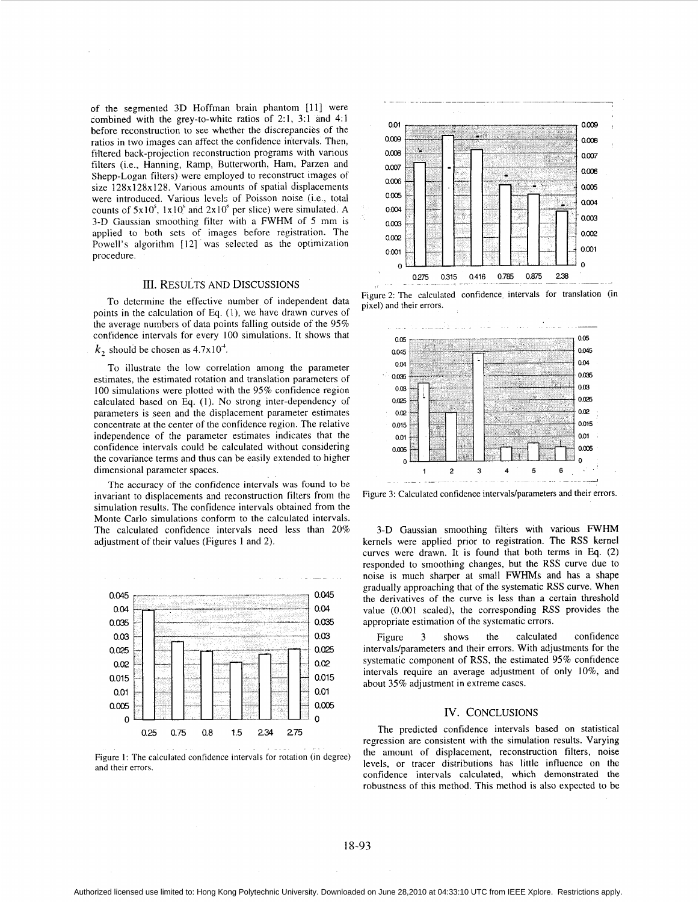of the segmented 3D Hoffman brain phantom [11] were combined with the grey-to-white ratios of 2:1, 3:1 and 4:1 before reconstruction to see whether the discrepancies of the ratios in two images can affect the confidence intervals. Then, filtered back-projection reconstruction programs with various filters (i.e., Hanning, Ramp, Butterworth, Ham, Parzen and Shepp-Logan filters) were employed to reconstruct images of size 128x128x128. Various amounts of spatial displacements were introduced. Various levels of Poisson noise (i.e., total counts of $5 \times 10^5$, $1 \times 10^6$ and $2 \times 10^6$ per slice) were simulated. A 3-D Gaussian smoothing filter with a FWHM of 5 mm is applied to both sets of images before registration. The Powell's algorithm [12] was selected as the optimization procedure.

## III. Results and Discussions

To determine the effective number of independent data points in the calculation of Eq. (1), we have drawn curves of the average numbers of data points falling outside of the 95% confidence intervals for every 100 simulations. It shows that $k_2$ should be chosen as $4.7 \times 10^{-4}$.

To illustrate the low correlation among the parameter estimates, the estimated rotation and translation parameters of 100 simulations were plotted with the 95% confidence region calculated based on Eq. (1). No strong inter-dependency of parameters is seen and the displacement parameter estimates concentrate at the center of the confidence region. The relative independence of the parameter estimates indicates that the confidence intervals could be calculated without considering the covariance terms and thus can be easily extended to higher dimensional parameter spaces.

The accuracy of the confidence intervals was found to be invariant to displacements and reconstruction filters from the simulation results. The confidence intervals obtained from the Monte Carlo simulations conform to the calculated intervals. The calculated confidence intervals need less than 20% adjustment of their values (Figures 1 and 2).

Figure 1: The calculated confidence intervals for rotation (in degree) and their errors.

Figure 2: The calculated confidence intervals for translation (in pixel) and their errors.

Figure 3: Calculated confidence intervals/parameters and their errors.

3-D Gaussian smoothing filters with various FWHM kernels were applied prior to registration. The RSS kernel curves were drawn. It is found that both terms in Eq. (2) responded to smoothing changes, but the RSS curve due to noise is much sharper at small FWHMs and has a shape gradually approaching that of the systematic RSS curve. When the derivatives of the curve is less than a certain threshold value (0.001 scaled), the corresponding RSS provides the appropriate estimation of the systematic errors.

Figure 3 shows the calculated confidence intervals/parameters and their errors. With adjustments for the systematic component of RSS, the estimated 95% confidence intervals require an average adjustment of only 10%, and about 35% adjustment in extreme cases.

## IV. Conclusions

The predicted confidence intervals based on statistical regression are consistent with the simulation results. Varying the amount of displacement, reconstruction filters, noise levels, or tracer distributions has little influence on the confidence intervals calculated, which demonstrated the robustness of this method. This method is also expected to be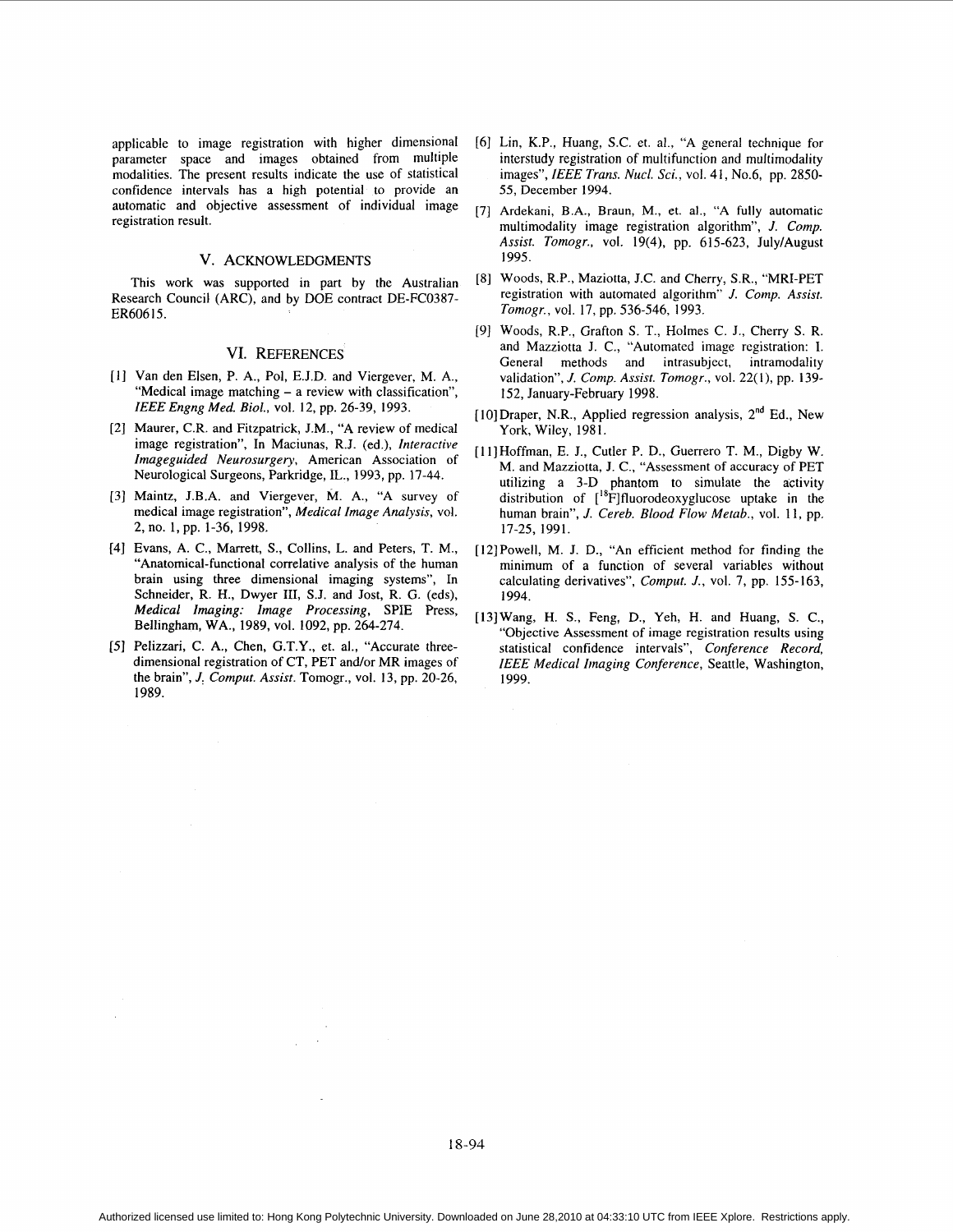applicable to image registration with higher dimensional parameter space and images obtained from multiple modalities. The present results indicate the use of statistical confidence intervals has a high potential to provide an automatic and objective assessment of individual image registration result.

## V. ACKNOWLEDGMENTS

This work was supported in part by the Australian Research Council (ARC), and by DOE contract DE-FC0387-ER60615.

## VI. REFERENCES

[1] Van den Elsen, P. A., Pol, E.J.D. and Viergever, M. A., "Medical image matching – a review with classification", *IEEE Engng Med. Biol.*, vol. 12, pp. 26-39, 1993.

[2] Maurer, C.R. and Fitzpatrick, J.M., "A review of medical image registration", In Maciunas, R.J. (ed.), *Interactive Imageguided Neurosurgery*, American Association of Neurological Surgeons, Parkridge, IL., 1993, pp. 17-44.

[3] Maintz, J.B.A. and Viergever, M. A., "A survey of medical image registration", *Medical Image Analysis*, vol. 2, no. 1, pp. 1-36, 1998.

[4] Evans, A. C., Marrett, S., Collins, L. and Peters, T. M., "Anatomical-functional correlative analysis of the human brain using three dimensional imaging systems", In Schneider, R. H., Dwyer III, S.J. and Jost, R. G. (eds), *Medical Imaging: Image Processing*, SPIE Press, Bellingham, WA., 1989, vol. 1092, pp. 264-274.

[5] Pelizzari, C. A., Chen, G.T.Y., et. al., "Accurate three-dimensional registration of CT, PET and/or MR images of the brain", *J. Comput. Assist.* Tomogr., vol. 13, pp. 20-26, 1989.

[6] Lin, K.P., Huang, S.C. et. al., "A general technique for interstudy registration of multifunction and multimodality images", *IEEE Trans. Nucl. Sci.*, vol. 41, No.6, pp. 2850-55, December 1994.

[7] Ardekani, B.A., Braun, M., et. al., "A fully automatic multimodality image registration algorithm", *J. Comp. Assist. Tomogr.*, vol. 19(4), pp. 615-623, July/August 1995.

[8] Woods, R.P., Maziotta, J.C. and Cherry, S.R., "MRI-PET registration with automated algorithm" *J. Comp. Assist. Tomogr.*, vol. 17, pp. 536-546, 1993.

[9] Woods, R.P., Grafton S. T., Holmes C. J., Cherry S. R. and Mazziotta J. C., "Automated image registration: I. General methods and intrasubject, intramodality validation", *J. Comp. Assist. Tomogr.*, vol. 22(1), pp. 139-152, January-February 1998.

[10] Draper, N.R., Applied regression analysis, 2nd Ed., New York, Wiley, 1981.

[11] Hoffman, E. J., Cutler P. D., Guerrero T. M., Digby W. M. and Mazziotta, J. C., "Assessment of accuracy of PET utilizing a 3-D phantom to simulate the activity distribution of [$^{18}$F]fluorodeoxyglucose uptake in the human brain", *J. Cereb. Blood Flow Metab.*, vol. 11, pp. 17-25, 1991.

[12] Powell, M. J. D., "An efficient method for finding the minimum of a function of several variables without calculating derivatives", *Comput. J.*, vol. 7, pp. 155-163, 1994.

[13] Wang, H. S., Feng, D., Yeh, H. and Huang, S. C., "Objective Assessment of image registration results using statistical confidence intervals", *Conference Record, IEEE Medical Imaging Conference*, Seattle, Washington, 1999.